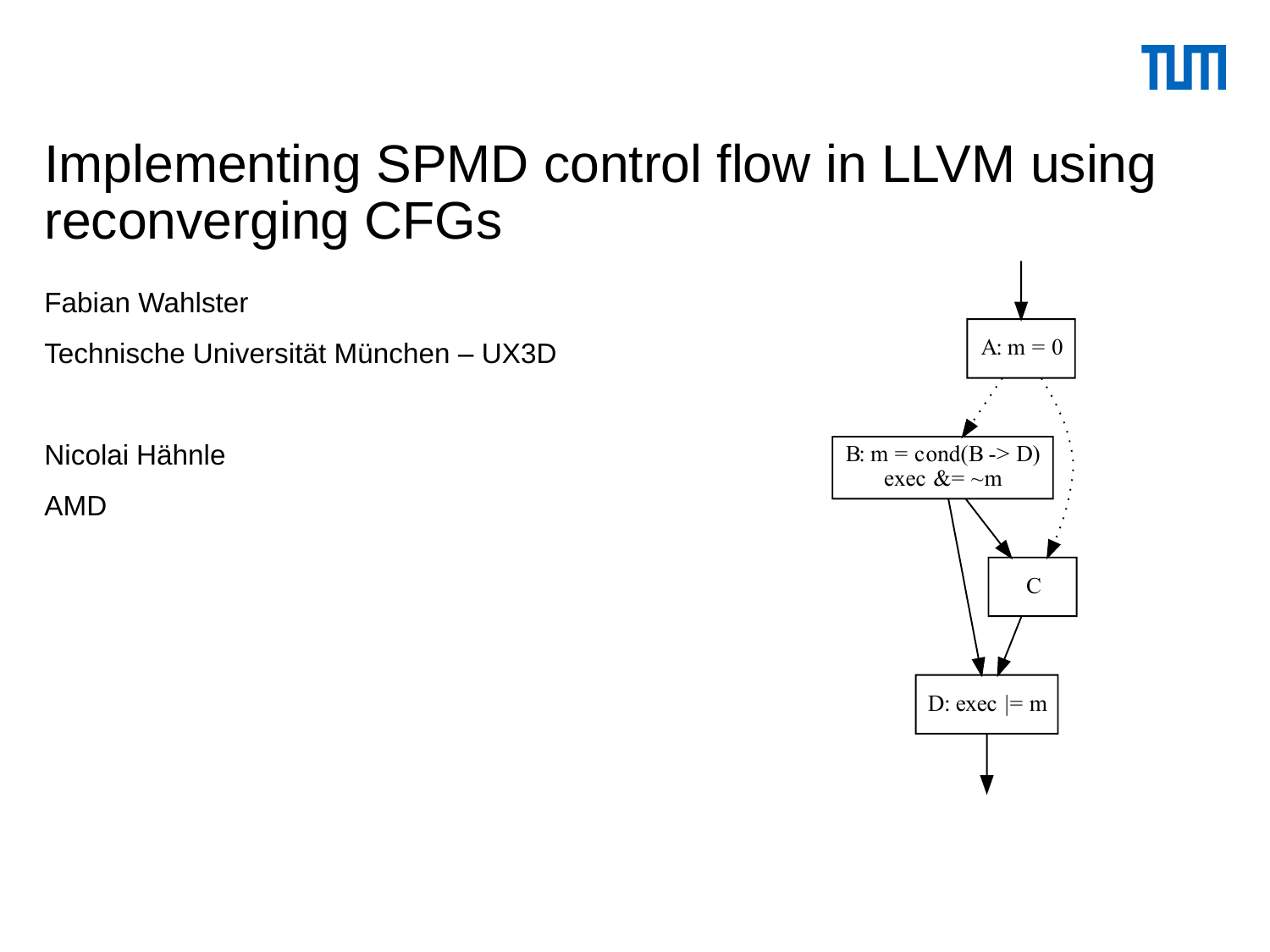# Implementing SPMD control flow in LLVM using reconverging CFGs

Fabian Wahlster

Technische Universität München – UX3D

Nicolai Hähnle

AMD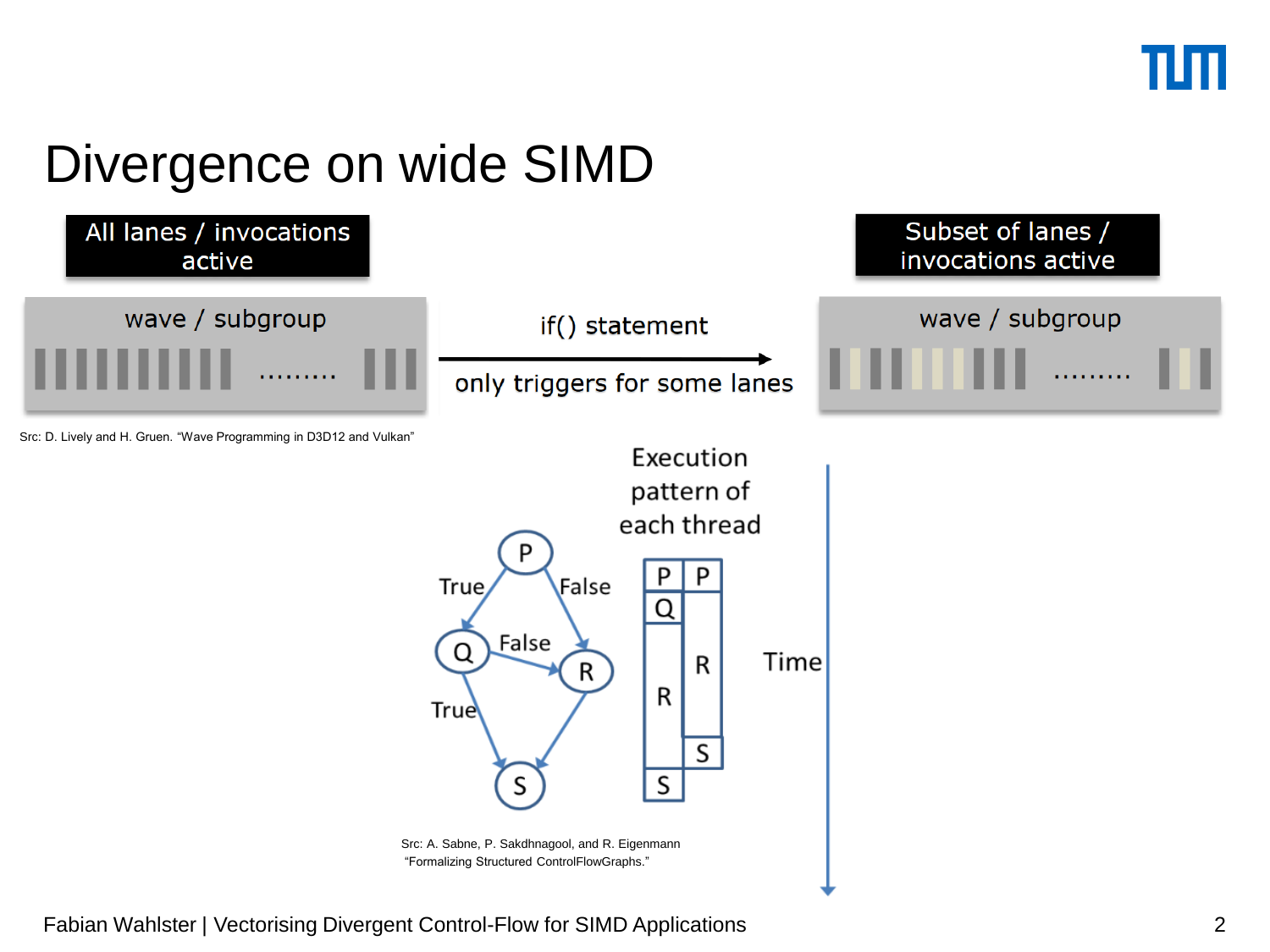# Divergence on wide SIMD

**All lanes / invocations active**

wave / subgroup

if() statement

only triggers for some lanes

**Subset of lanes / invocations active**

wave / subgroup

Src: D. Lively and H. Gruen. "Wave Programming in D3D12 and Vulkan"

Execution pattern of each thread

Time

Src: A. Sabne, P. Sakdhnagool, and R. Eigenmann "Formalizing Structured ControlFlowGraphs."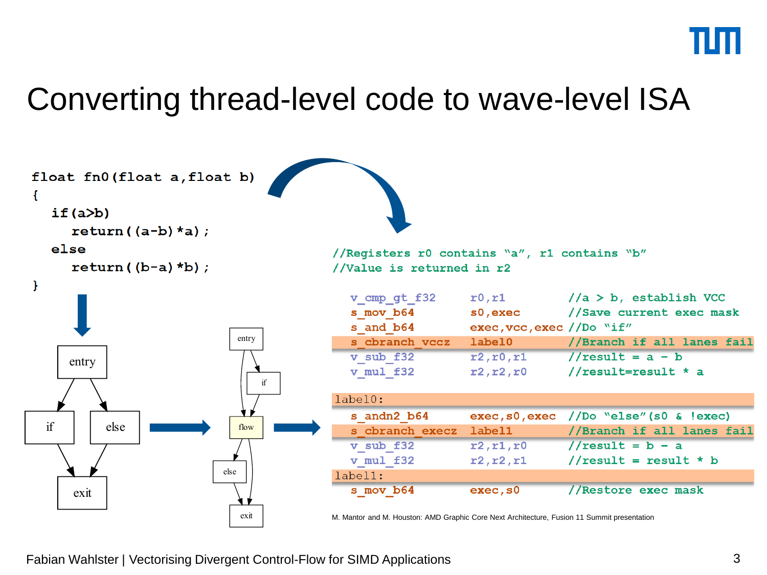# Converting thread-level code to wave-level ISA

```
float fn0(float a,float b)
{
   if(a>b)
      return((a-b)*a);
   else
      return((b-a)*b);
}
```

entry → if / else → exit

entry → if → flow → else → exit

```
//Registers r0 contains "a", r1 contains "b"
//Value is returned in r2

  v_cmp_gt_f32      r0,r1           //a > b, establish VCC
  s_mov_b64         s0,exec         //Save current exec mask
  s_and_b64         exec,vcc,exec   //Do "if"
  s_cbranch_vccz    label0          //Branch if all lanes fail
  v_sub_f32         r2,r0,r1        //result = a - b
  v_mul_f32         r2,r2,r0        //result=result * a

label0:
  s_andn2_b64       exec,s0,exec    //Do "else"(s0 & !exec)
  s_cbranch_execz   label1          //Branch if all lanes fail
  v_sub_f32         r2,r1,r0        //result = b - a
  v_mul_f32         r2,r2,r1        //result = result * b
label1:
  s_mov_b64         exec,s0         //Restore exec mask
```

M. Mantor and M. Houston: AMD Graphic Core Next Architecture, Fusion 11 Summit presentation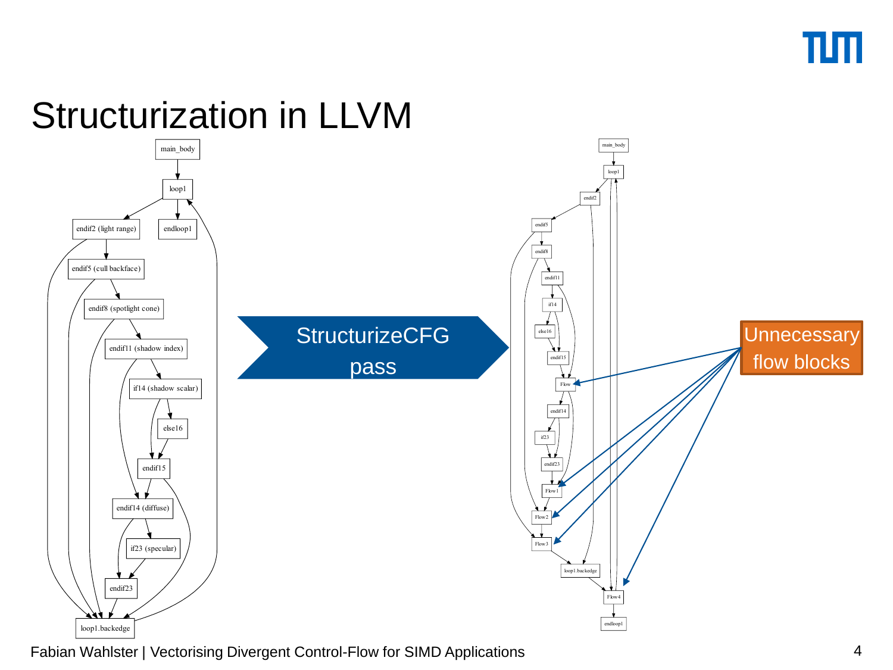# Structurization in LLVM

main_body

loop1

endif2 (light range)

endloop1

endif5 (cull backface)

endif8 (spotlight cone)

endif11 (shadow index)

if14 (shadow scalar)

else16

endif15

endif14 (diffuse)

if23 (specular)

endif23

loop1.backedge

StructurizeCFG pass

main_body

loop1

endif2

endif5

endif8

endif11

if14

else16

endif15

Flow

endif14

if23

endif23

Flow1

Flow2

Flow3

loop1.backedge

Flow4

endloop1

Unnecessary flow blocks

Fabian Wahlster | Vectorising Divergent Control-Flow for SIMD Applications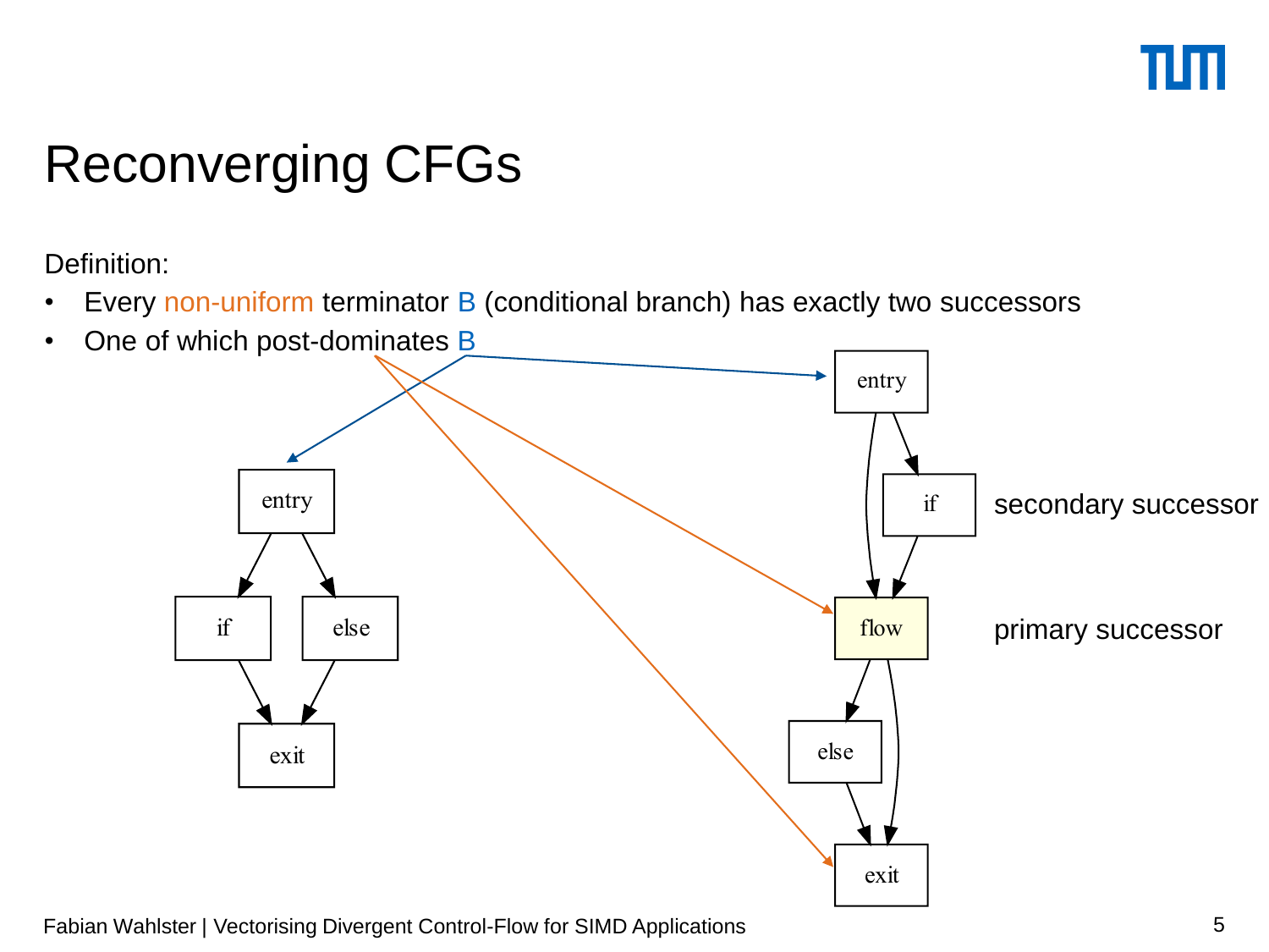# Reconverging CFGs

Definition:

- Every non-uniform terminator B (conditional branch) has exactly two successors
- One of which post-dominates B

entry

if

else

exit

entry

if

flow

else

exit

secondary successor

primary successor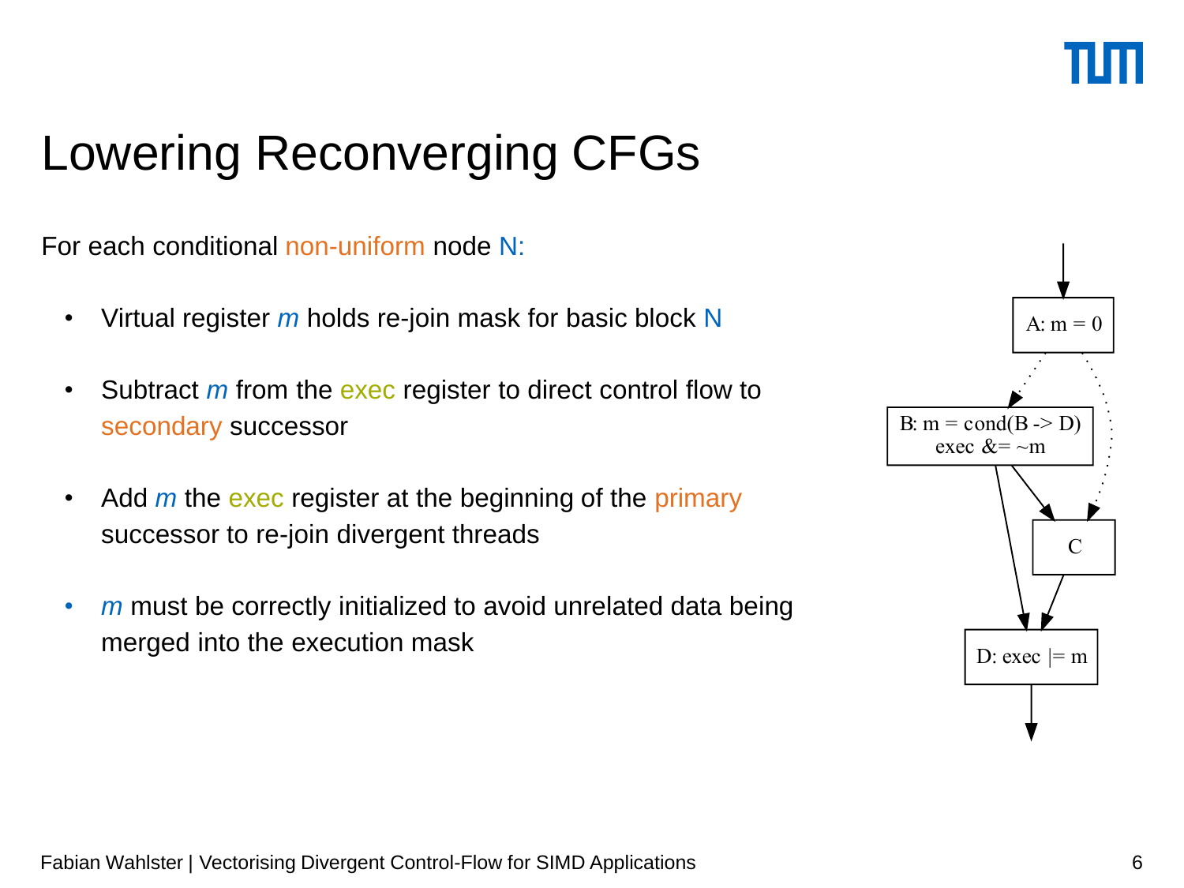# Lowering Reconverging CFGs

For each conditional non-uniform node N:

- Virtual register *m* holds re-join mask for basic block N
- Subtract *m* from the exec register to direct control flow to secondary successor
- Add *m* the exec register at the beginning of the primary successor to re-join divergent threads
- *m* must be correctly initialized to avoid unrelated data being merged into the execution mask

A: m = 0

B: m = cond(B -> D)
exec &= ~m

C

D: exec |= m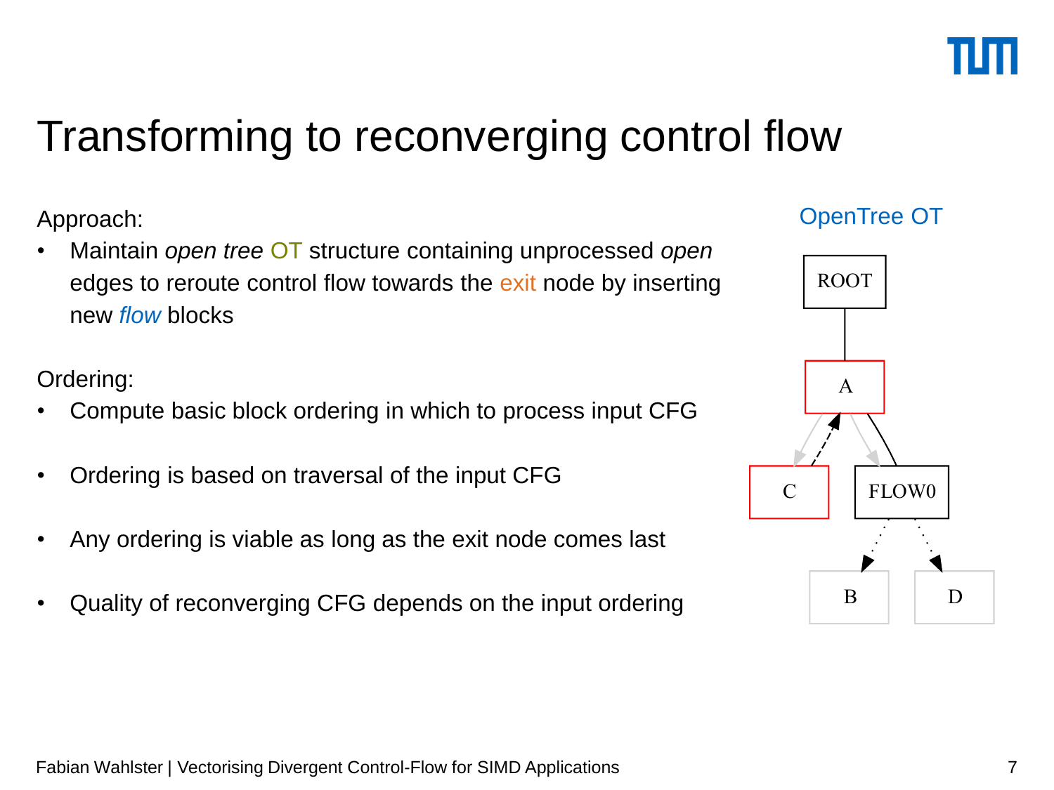# Transforming to reconverging control flow

Approach:

- Maintain *open tree* OT structure containing unprocessed *open* edges to reroute control flow towards the exit node by inserting new *flow* blocks

Ordering:

- Compute basic block ordering in which to process input CFG
- Ordering is based on traversal of the input CFG
- Any ordering is viable as long as the exit node comes last
- Quality of reconverging CFG depends on the input ordering

OpenTree OT

ROOT

A

C

FLOW0

B

D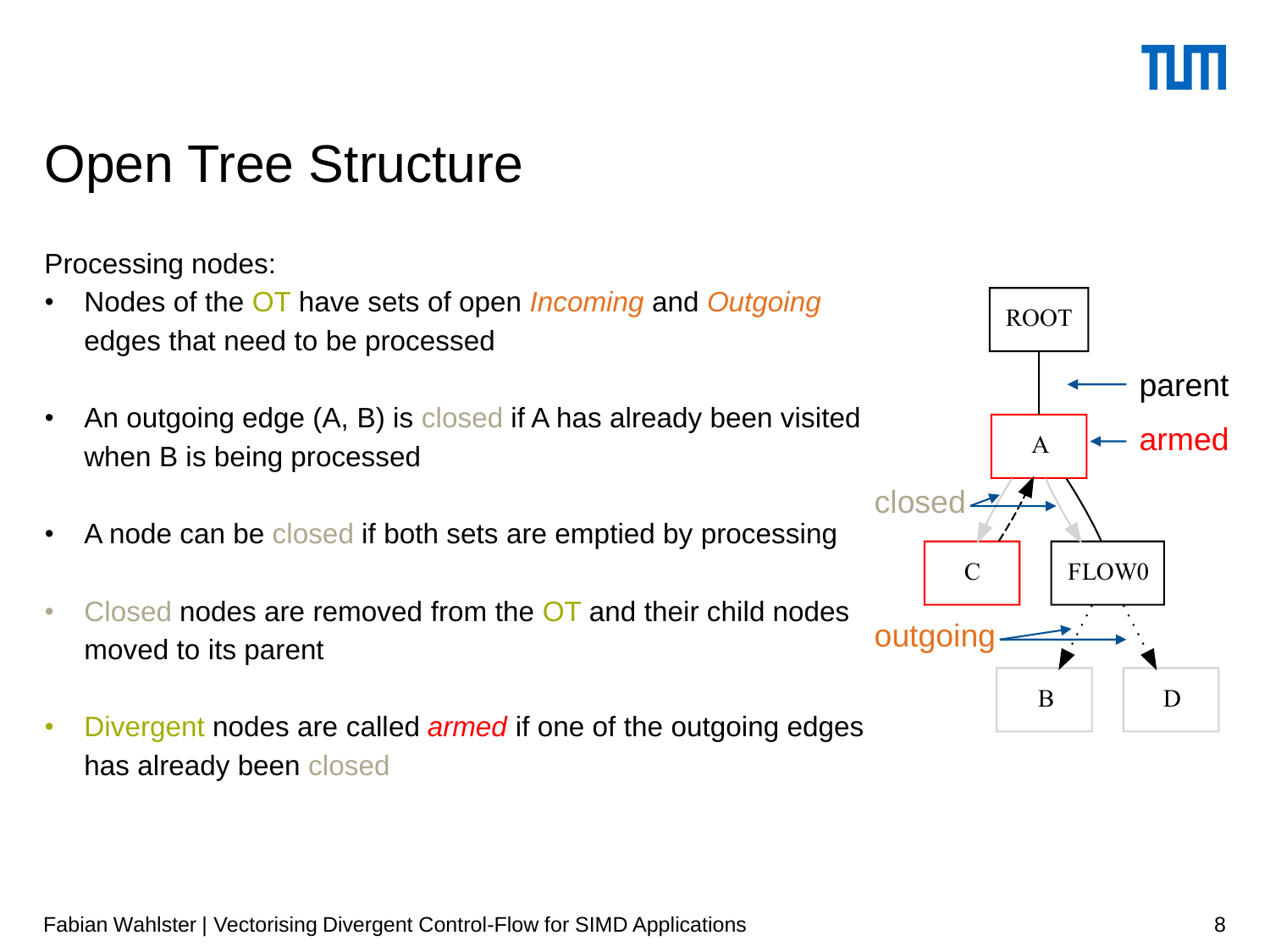# Open Tree Structure

Processing nodes:

- Nodes of the OT have sets of open *Incoming* and *Outgoing* edges that need to be processed
- An outgoing edge (A, B) is closed if A has already been visited when B is being processed
- A node can be closed if both sets are emptied by processing
- Closed nodes are removed from the OT and their child nodes moved to its parent
- Divergent nodes are called *armed* if one of the outgoing edges has already been closed

ROOT

parent

A

armed

closed

C

FLOW0

outgoing

B

D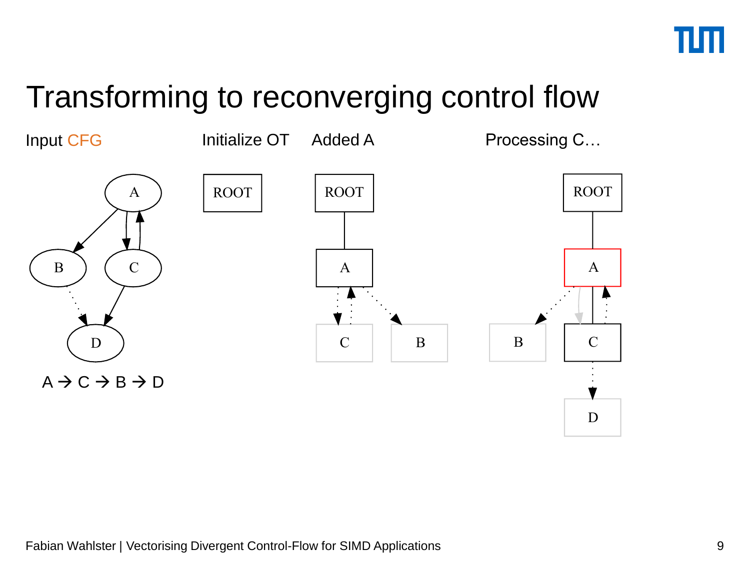# Transforming to reconverging control flow

Input CFG

A → C → B → D

Initialize OT

Added A

Processing C…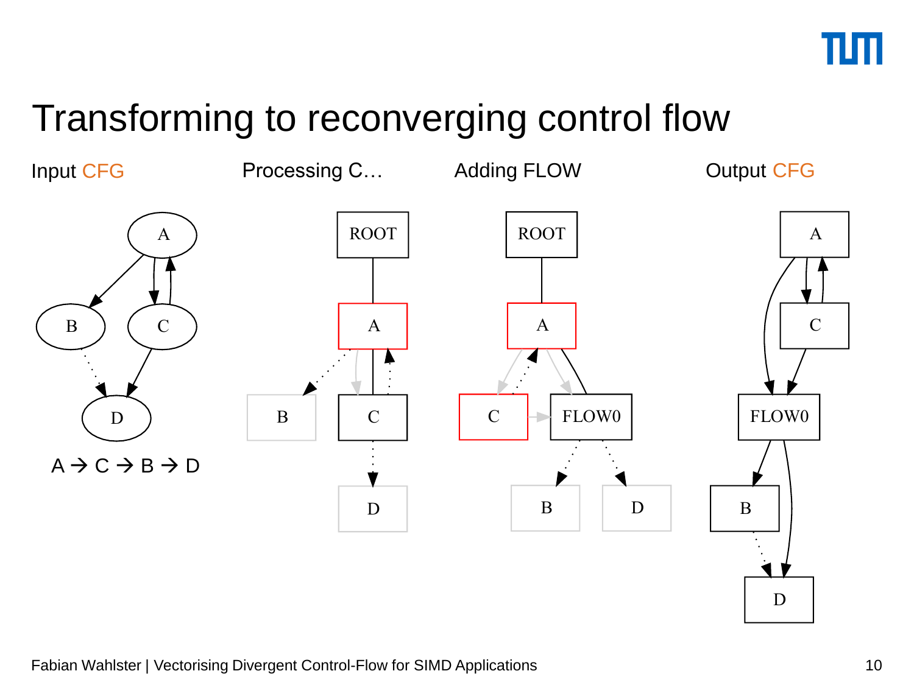# Transforming to reconverging control flow

Input CFG

Processing C…

Adding FLOW

Output CFG

A → C → B → D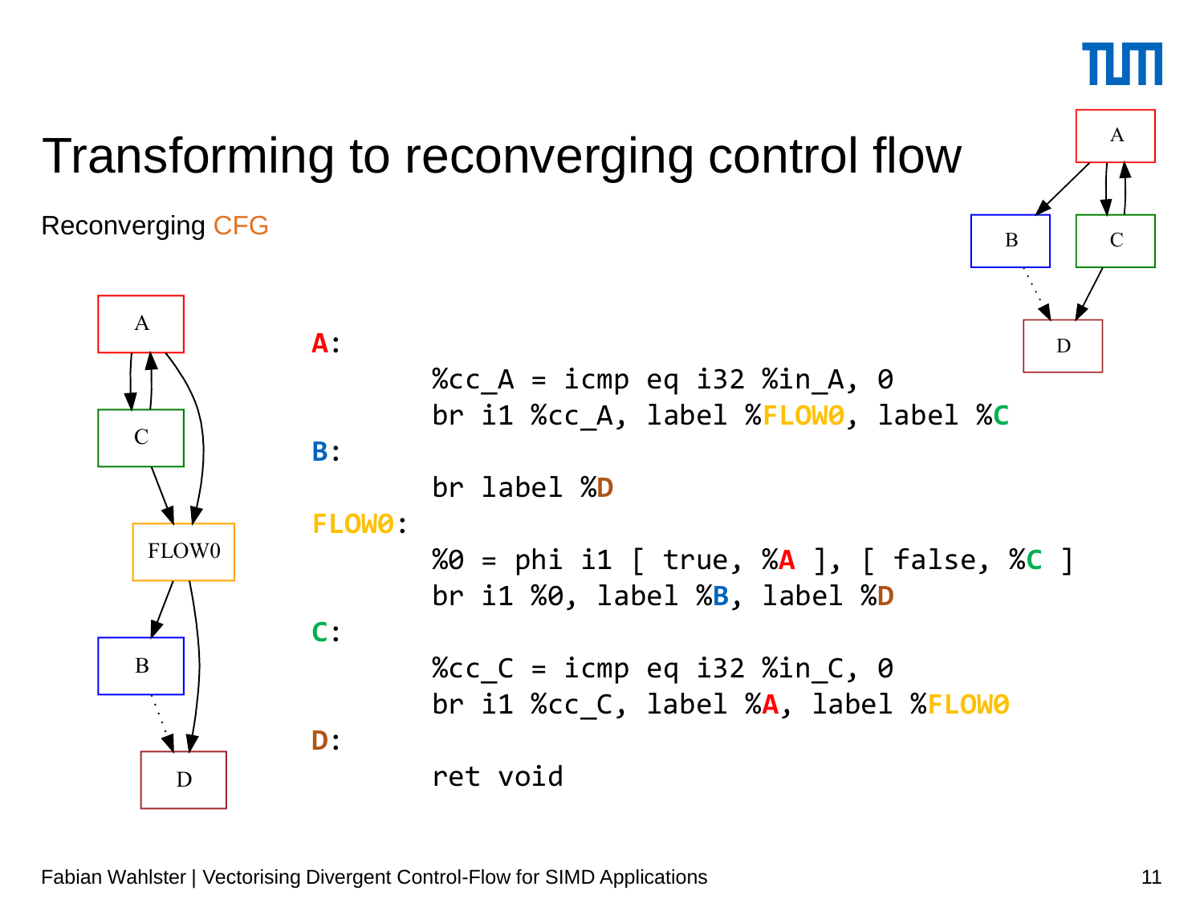# Transforming to reconverging control flow

Reconverging CFG

```
A:
        %cc_A = icmp eq i32 %in_A, 0
        br i1 %cc_A, label %FLOW0, label %C
B:
        br label %D
FLOW0:
        %0 = phi i1 [ true, %A ], [ false, %C ]
        br i1 %0, label %B, label %D
C:
        %cc_C = icmp eq i32 %in_C, 0
        br i1 %cc_C, label %A, label %FLOW0
D:
        ret void
```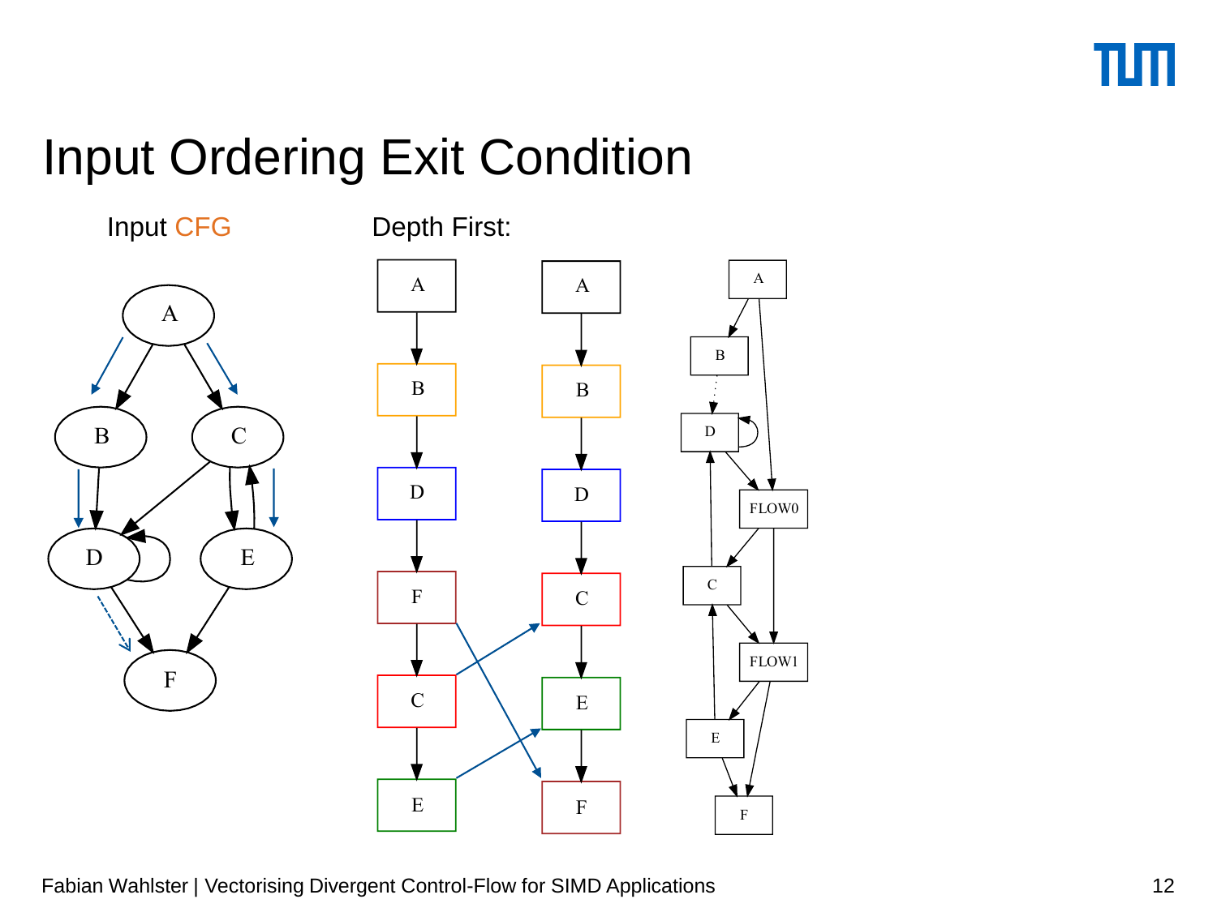# Input Ordering Exit Condition

Input CFG

Depth First: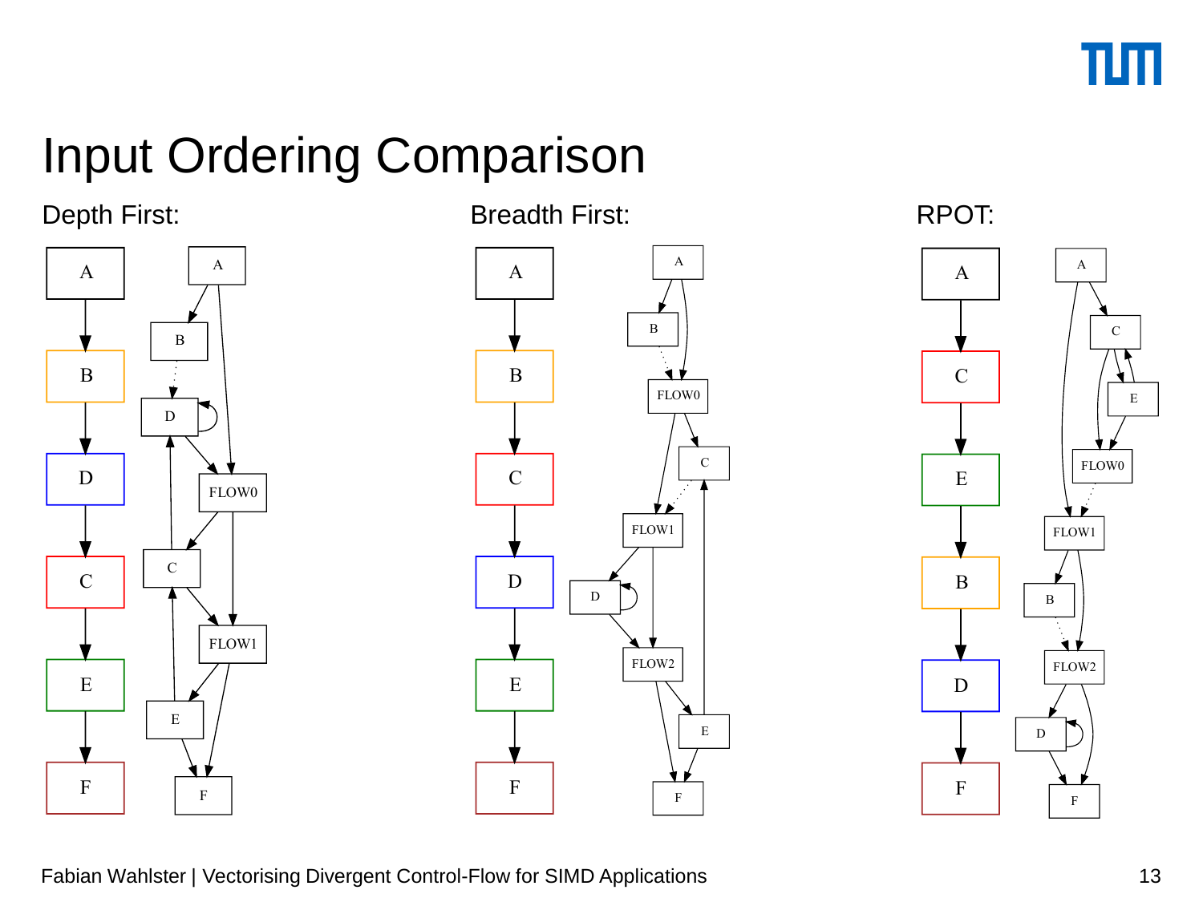# Input Ordering Comparison

Depth First:

Breadth First:

RPOT: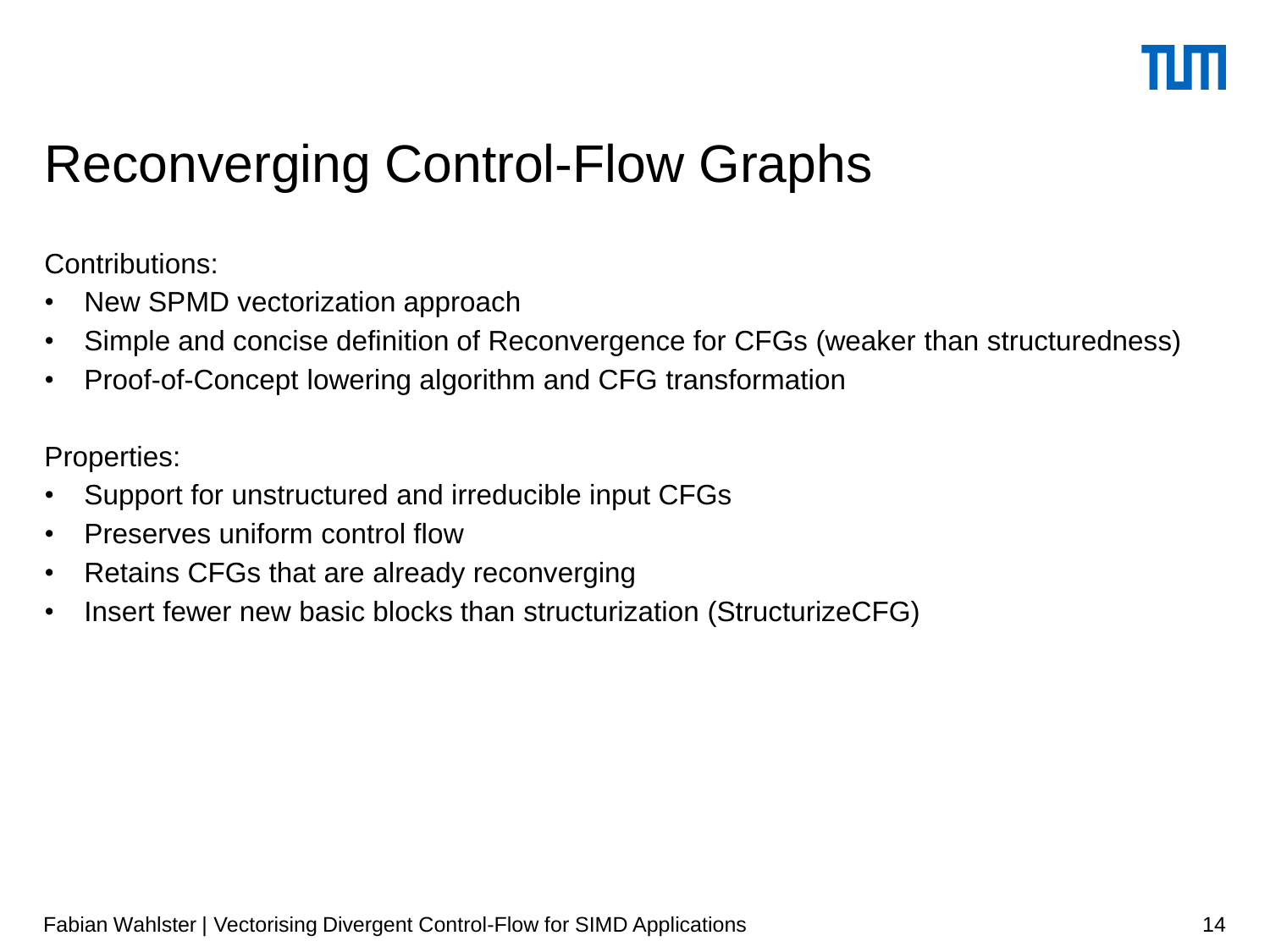# Reconverging Control-Flow Graphs

Contributions:

- New SPMD vectorization approach
- Simple and concise definition of Reconvergence for CFGs (weaker than structuredness)
- Proof-of-Concept lowering algorithm and CFG transformation

Properties:

- Support for unstructured and irreducible input CFGs
- Preserves uniform control flow
- Retains CFGs that are already reconverging
- Insert fewer new basic blocks than structurization (StructurizeCFG)